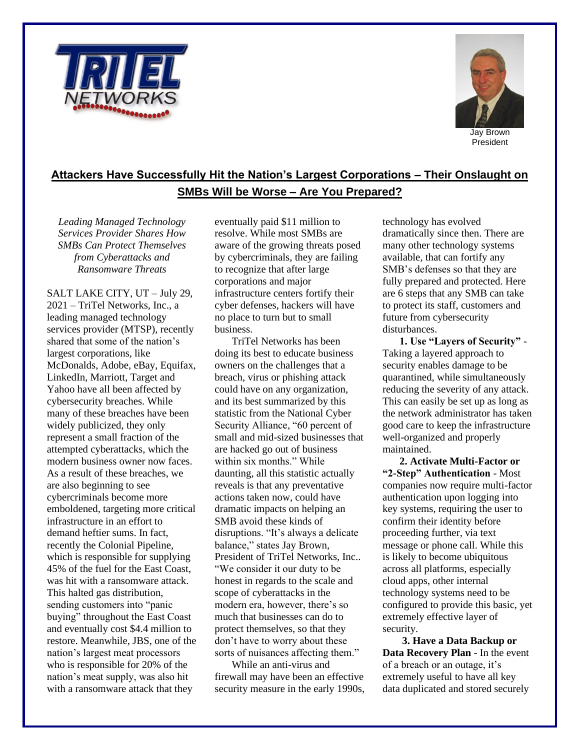Jay Brown
President

## Attackers Have Successfully Hit the Nation's Largest Corporations – Their Onslaught on SMBs Will be Worse – Are You Prepared?

*Leading Managed Technology Services Provider Shares How SMBs Can Protect Themselves from Cyberattacks and Ransomware Threats*

SALT LAKE CITY, UT – July 29, 2021 – TriTel Networks, Inc., a leading managed technology services provider (MTSP), recently shared that some of the nation's largest corporations, like McDonalds, Adobe, eBay, Equifax, LinkedIn, Marriott, Target and Yahoo have all been affected by cybersecurity breaches. While many of these breaches have been widely publicized, they only represent a small fraction of the attempted cyberattacks, which the modern business owner now faces. As a result of these breaches, we are also beginning to see cybercriminals become more emboldened, targeting more critical infrastructure in an effort to demand heftier sums. In fact, recently the Colonial Pipeline, which is responsible for supplying 45% of the fuel for the East Coast, was hit with a ransomware attack. This halted gas distribution, sending customers into "panic buying" throughout the East Coast and eventually cost $4.4 million to restore. Meanwhile, JBS, one of the nation's largest meat processors who is responsible for 20% of the nation's meat supply, was also hit with a ransomware attack that they eventually paid $11 million to resolve. While most SMBs are aware of the growing threats posed by cybercriminals, they are failing to recognize that after large corporations and major infrastructure centers fortify their cyber defenses, hackers will have no place to turn but to small business.

TriTel Networks has been doing its best to educate business owners on the challenges that a breach, virus or phishing attack could have on any organization, and its best summarized by this statistic from the National Cyber Security Alliance, "60 percent of small and mid-sized businesses that are hacked go out of business within six months." While daunting, all this statistic actually reveals is that any preventative actions taken now, could have dramatic impacts on helping an SMB avoid these kinds of disruptions. "It's always a delicate balance," states Jay Brown, President of TriTel Networks, Inc.. "We consider it our duty to be honest in regards to the scale and scope of cyberattacks in the modern era, however, there's so much that businesses can do to protect themselves, so that they don't have to worry about these sorts of nuisances affecting them."

While an anti-virus and firewall may have been an effective security measure in the early 1990s, technology has evolved dramatically since then. There are many other technology systems available, that can fortify any SMB's defenses so that they are fully prepared and protected. Here are 6 steps that any SMB can take to protect its staff, customers and future from cybersecurity disturbances.

**1. Use "Layers of Security"** - Taking a layered approach to security enables damage to be quarantined, while simultaneously reducing the severity of any attack. This can easily be set up as long as the network administrator has taken good care to keep the infrastructure well-organized and properly maintained.

**2. Activate Multi-Factor or "2-Step" Authentication** - Most companies now require multi-factor authentication upon logging into key systems, requiring the user to confirm their identity before proceeding further, via text message or phone call. While this is likely to become ubiquitous across all platforms, especially cloud apps, other internal technology systems need to be configured to provide this basic, yet extremely effective layer of security.

**3. Have a Data Backup or Data Recovery Plan** - In the event of a breach or an outage, it's extremely useful to have all key data duplicated and stored securely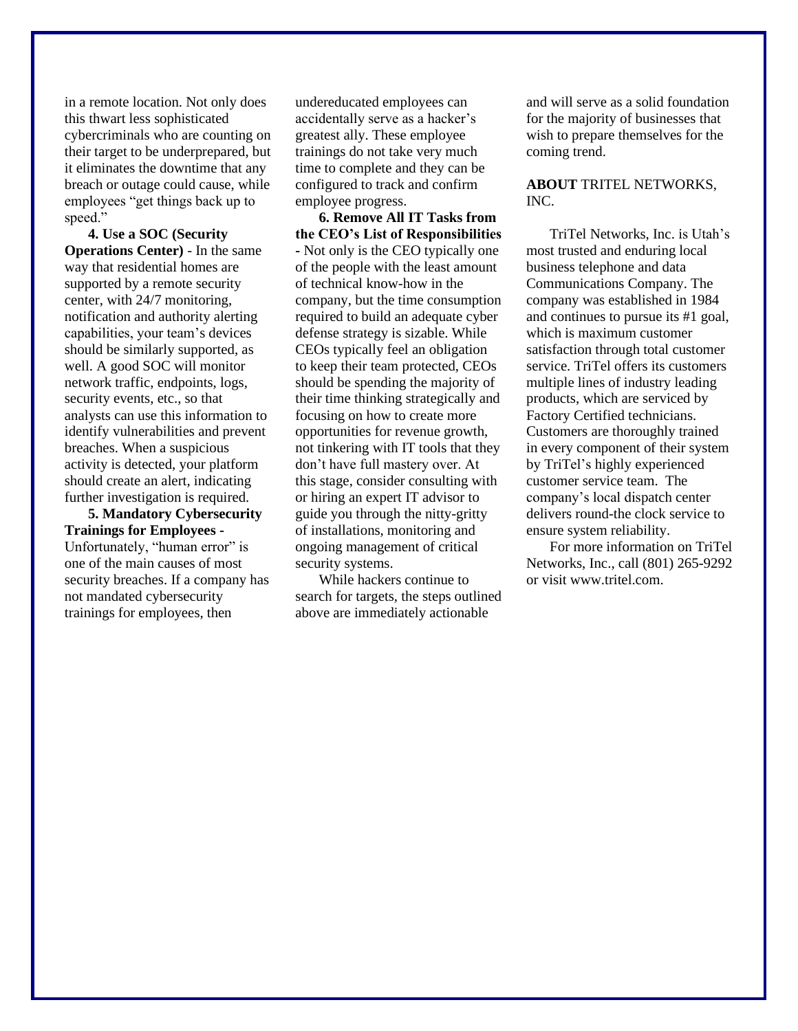in a remote location. Not only does this thwart less sophisticated cybercriminals who are counting on their target to be underprepared, but it eliminates the downtime that any breach or outage could cause, while employees "get things back up to speed."

**4. Use a SOC (Security Operations Center)** - In the same way that residential homes are supported by a remote security center, with 24/7 monitoring, notification and authority alerting capabilities, your team's devices should be similarly supported, as well. A good SOC will monitor network traffic, endpoints, logs, security events, etc., so that analysts can use this information to identify vulnerabilities and prevent breaches. When a suspicious activity is detected, your platform should create an alert, indicating further investigation is required.

**5. Mandatory Cybersecurity Trainings for Employees** - Unfortunately, "human error" is one of the main causes of most security breaches. If a company has not mandated cybersecurity trainings for employees, then undereducated employees can accidentally serve as a hacker's greatest ally. These employee trainings do not take very much time to complete and they can be configured to track and confirm employee progress.

**6. Remove All IT Tasks from the CEO's List of Responsibilities** - Not only is the CEO typically one of the people with the least amount of technical know-how in the company, but the time consumption required to build an adequate cyber defense strategy is sizable. While CEOs typically feel an obligation to keep their team protected, CEOs should be spending the majority of their time thinking strategically and focusing on how to create more opportunities for revenue growth, not tinkering with IT tools that they don't have full mastery over. At this stage, consider consulting with or hiring an expert IT advisor to guide you through the nitty-gritty of installations, monitoring and ongoing management of critical security systems.

While hackers continue to search for targets, the steps outlined above are immediately actionable and will serve as a solid foundation for the majority of businesses that wish to prepare themselves for the coming trend.

**ABOUT** TRITEL NETWORKS, INC.

TriTel Networks, Inc. is Utah's most trusted and enduring local business telephone and data Communications Company. The company was established in 1984 and continues to pursue its #1 goal, which is maximum customer satisfaction through total customer service. TriTel offers its customers multiple lines of industry leading products, which are serviced by Factory Certified technicians. Customers are thoroughly trained in every component of their system by TriTel's highly experienced customer service team. The company's local dispatch center delivers round-the clock service to ensure system reliability.

For more information on TriTel Networks, Inc., call (801) 265-9292 or visit www.tritel.com.